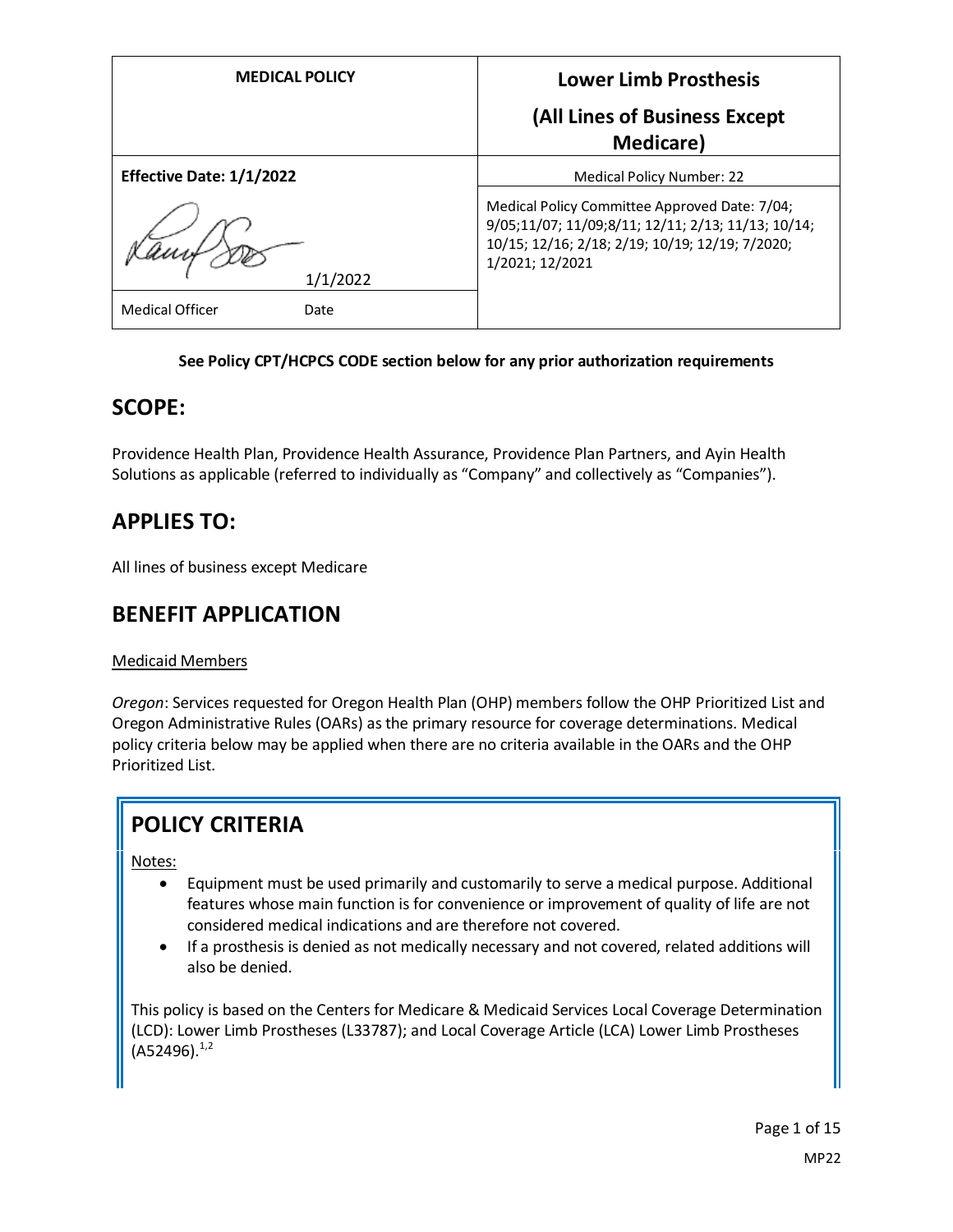| MEDICAL POLICY | Lower Limb Prosthesis (All Lines of Business Except Medicare) |
|---|---|
| **Effective Date: 1/1/2022** | Medical Policy Number: 22 |
| 1/1/2022 | Medical Policy Committee Approved Date: 7/04; 9/05;11/07; 11/09;8/11; 12/11; 2/13; 11/13; 10/14; 10/15; 12/16; 2/18; 2/19; 10/19; 12/19; 7/2020; 1/2021; 12/2021 |
| Medical Officer Date | |

**See Policy CPT/HCPCS CODE section below for any prior authorization requirements**

## SCOPE:

Providence Health Plan, Providence Health Assurance, Providence Plan Partners, and Ayin Health Solutions as applicable (referred to individually as "Company" and collectively as "Companies").

## APPLIES TO:

All lines of business except Medicare

## BENEFIT APPLICATION

Medicaid Members

*Oregon*: Services requested for Oregon Health Plan (OHP) members follow the OHP Prioritized List and Oregon Administrative Rules (OARs) as the primary resource for coverage determinations. Medical policy criteria below may be applied when there are no criteria available in the OARs and the OHP Prioritized List.

## POLICY CRITERIA

Notes:

- Equipment must be used primarily and customarily to serve a medical purpose. Additional features whose main function is for convenience or improvement of quality of life are not considered medical indications and are therefore not covered.
- If a prosthesis is denied as not medically necessary and not covered, related additions will also be denied.

This policy is based on the Centers for Medicare & Medicaid Services Local Coverage Determination (LCD): Lower Limb Prostheses (L33787); and Local Coverage Article (LCA) Lower Limb Prostheses (A52496).[1,2]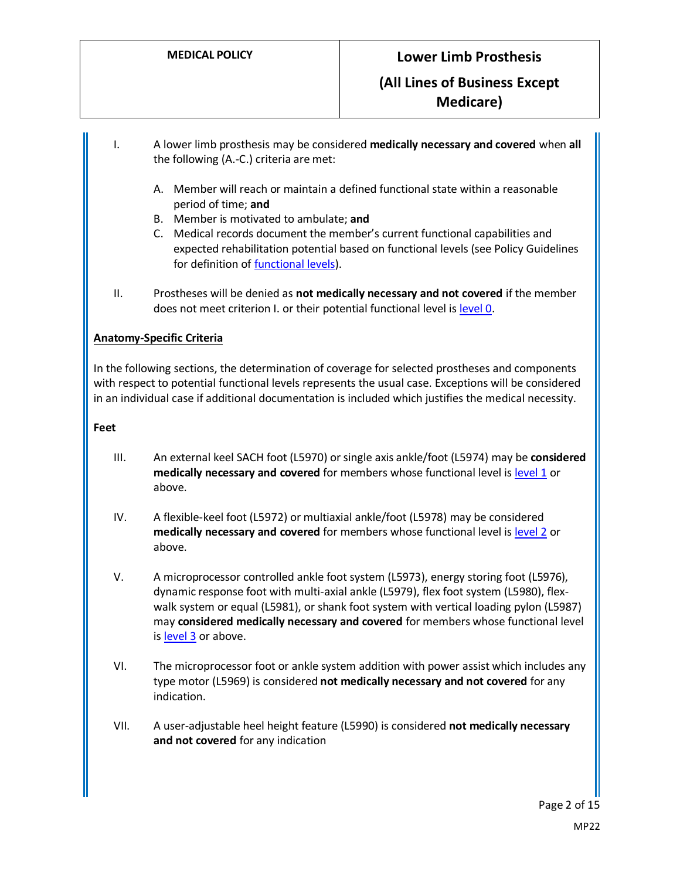I. A lower limb prosthesis may be considered **medically necessary and covered** when **all** the following (A.-C.) criteria are met:

   A. Member will reach or maintain a defined functional state within a reasonable period of time; **and**
   B. Member is motivated to ambulate; **and**
   C. Medical records document the member's current functional capabilities and expected rehabilitation potential based on functional levels (see Policy Guidelines for definition of functional levels).

II. Prostheses will be denied as **not medically necessary and not covered** if the member does not meet criterion I. or their potential functional level is level 0.

**Anatomy-Specific Criteria**

In the following sections, the determination of coverage for selected prostheses and components with respect to potential functional levels represents the usual case. Exceptions will be considered in an individual case if additional documentation is included which justifies the medical necessity.

**Feet**

III. An external keel SACH foot (L5970) or single axis ankle/foot (L5974) may be **considered medically necessary and covered** for members whose functional level is level 1 or above.

IV. A flexible-keel foot (L5972) or multiaxial ankle/foot (L5978) may be considered **medically necessary and covered** for members whose functional level is level 2 or above.

V. A microprocessor controlled ankle foot system (L5973), energy storing foot (L5976), dynamic response foot with multi-axial ankle (L5979), flex foot system (L5980), flex-walk system or equal (L5981), or shank foot system with vertical loading pylon (L5987) may **considered medically necessary and covered** for members whose functional level is level 3 or above.

VI. The microprocessor foot or ankle system addition with power assist which includes any type motor (L5969) is considered **not medically necessary and not covered** for any indication.

VII. A user-adjustable heel height feature (L5990) is considered **not medically necessary and not covered** for any indication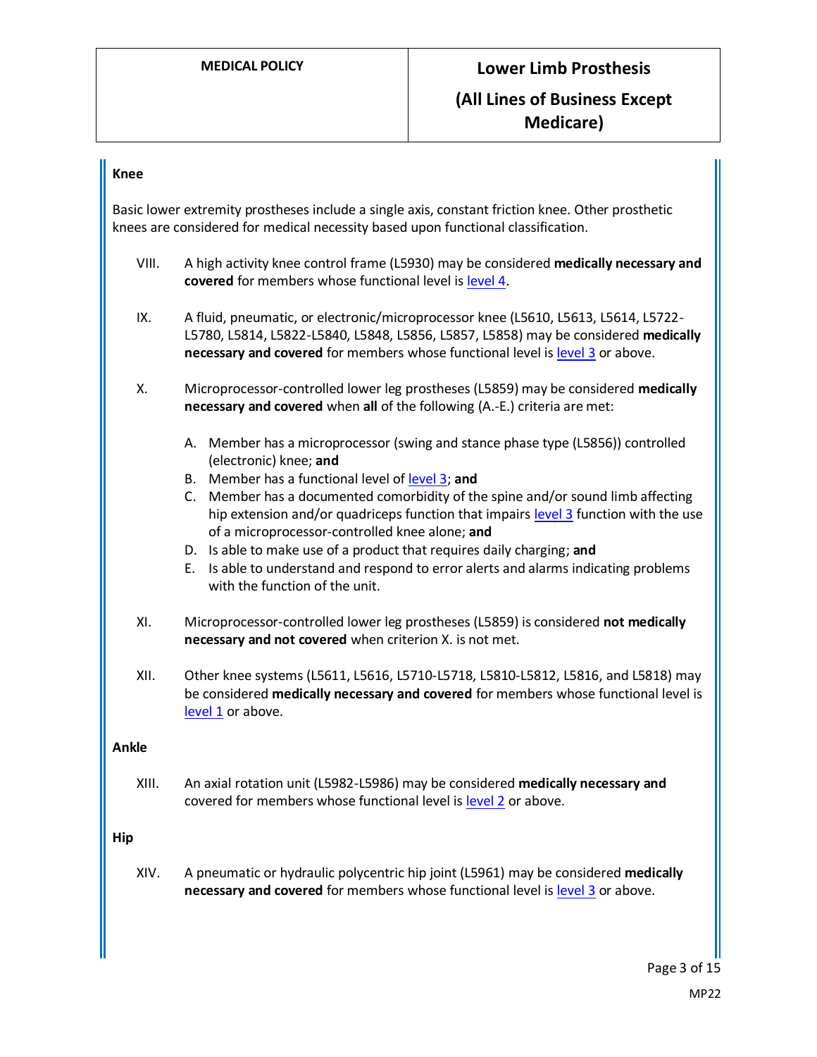### Knee

Basic lower extremity prostheses include a single axis, constant friction knee. Other prosthetic knees are considered for medical necessity based upon functional classification.

VIII. A high activity knee control frame (L5930) may be considered **medically necessary and covered** for members whose functional level is level 4.

IX. A fluid, pneumatic, or electronic/microprocessor knee (L5610, L5613, L5614, L5722-L5780, L5814, L5822-L5840, L5848, L5856, L5857, L5858) may be considered **medically necessary and covered** for members whose functional level is level 3 or above.

X. Microprocessor-controlled lower leg prostheses (L5859) may be considered **medically necessary and covered** when **all** of the following (A.-E.) criteria are met:

   A. Member has a microprocessor (swing and stance phase type (L5856)) controlled (electronic) knee; **and**
   B. Member has a functional level of level 3; **and**
   C. Member has a documented comorbidity of the spine and/or sound limb affecting hip extension and/or quadriceps function that impairs level 3 function with the use of a microprocessor-controlled knee alone; **and**
   D. Is able to make use of a product that requires daily charging; **and**
   E. Is able to understand and respond to error alerts and alarms indicating problems with the function of the unit.

XI. Microprocessor-controlled lower leg prostheses (L5859) is considered **not medically necessary and not covered** when criterion X. is not met.

XII. Other knee systems (L5611, L5616, L5710-L5718, L5810-L5812, L5816, and L5818) may be considered **medically necessary and covered** for members whose functional level is level 1 or above.

### Ankle

XIII. An axial rotation unit (L5982-L5986) may be considered **medically necessary and** covered for members whose functional level is level 2 or above.

### Hip

XIV. A pneumatic or hydraulic polycentric hip joint (L5961) may be considered **medically necessary and covered** for members whose functional level is level 3 or above.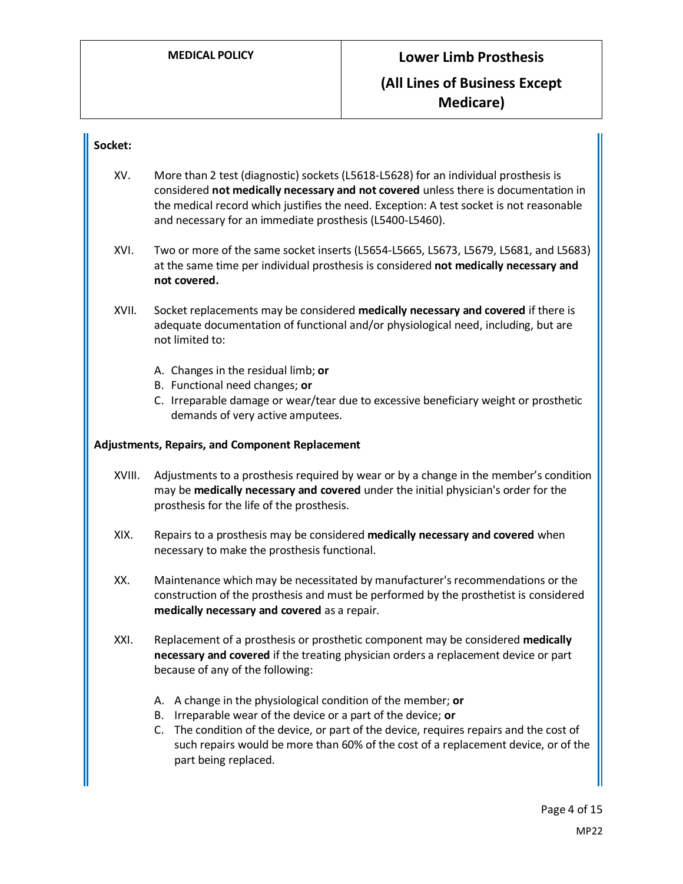**Socket:**

XV. More than 2 test (diagnostic) sockets (L5618-L5628) for an individual prosthesis is considered **not medically necessary and not covered** unless there is documentation in the medical record which justifies the need. Exception: A test socket is not reasonable and necessary for an immediate prosthesis (L5400-L5460).

XVI. Two or more of the same socket inserts (L5654-L5665, L5673, L5679, L5681, and L5683) at the same time per individual prosthesis is considered **not medically necessary and not covered.**

XVII. Socket replacements may be considered **medically necessary and covered** if there is adequate documentation of functional and/or physiological need, including, but are not limited to:

A. Changes in the residual limb; **or**
B. Functional need changes; **or**
C. Irreparable damage or wear/tear due to excessive beneficiary weight or prosthetic demands of very active amputees.

**Adjustments, Repairs, and Component Replacement**

XVIII. Adjustments to a prosthesis required by wear or by a change in the member's condition may be **medically necessary and covered** under the initial physician's order for the prosthesis for the life of the prosthesis.

XIX. Repairs to a prosthesis may be considered **medically necessary and covered** when necessary to make the prosthesis functional.

XX. Maintenance which may be necessitated by manufacturer's recommendations or the construction of the prosthesis and must be performed by the prosthetist is considered **medically necessary and covered** as a repair.

XXI. Replacement of a prosthesis or prosthetic component may be considered **medically necessary and covered** if the treating physician orders a replacement device or part because of any of the following:

A. A change in the physiological condition of the member; **or**
B. Irreparable wear of the device or a part of the device; **or**
C. The condition of the device, or part of the device, requires repairs and the cost of such repairs would be more than 60% of the cost of a replacement device, or of the part being replaced.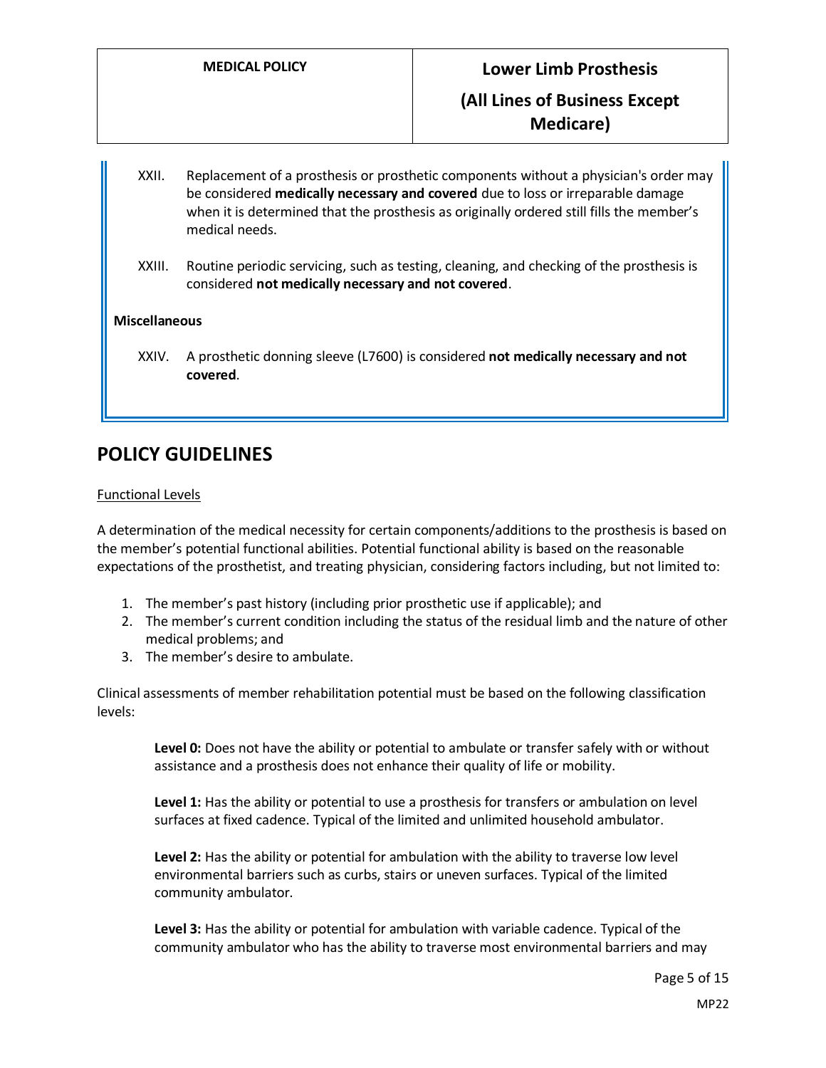XXII. Replacement of a prosthesis or prosthetic components without a physician's order may be considered **medically necessary and covered** due to loss or irreparable damage when it is determined that the prosthesis as originally ordered still fills the member's medical needs.

XXIII. Routine periodic servicing, such as testing, cleaning, and checking of the prosthesis is considered **not medically necessary and not covered**.

**Miscellaneous**

XXIV. A prosthetic donning sleeve (L7600) is considered **not medically necessary and not covered**.

## POLICY GUIDELINES

Functional Levels

A determination of the medical necessity for certain components/additions to the prosthesis is based on the member's potential functional abilities. Potential functional ability is based on the reasonable expectations of the prosthetist, and treating physician, considering factors including, but not limited to:

1. The member's past history (including prior prosthetic use if applicable); and
2. The member's current condition including the status of the residual limb and the nature of other medical problems; and
3. The member's desire to ambulate.

Clinical assessments of member rehabilitation potential must be based on the following classification levels:

**Level 0:** Does not have the ability or potential to ambulate or transfer safely with or without assistance and a prosthesis does not enhance their quality of life or mobility.

**Level 1:** Has the ability or potential to use a prosthesis for transfers or ambulation on level surfaces at fixed cadence. Typical of the limited and unlimited household ambulator.

**Level 2:** Has the ability or potential for ambulation with the ability to traverse low level environmental barriers such as curbs, stairs or uneven surfaces. Typical of the limited community ambulator.

**Level 3:** Has the ability or potential for ambulation with variable cadence. Typical of the community ambulator who has the ability to traverse most environmental barriers and may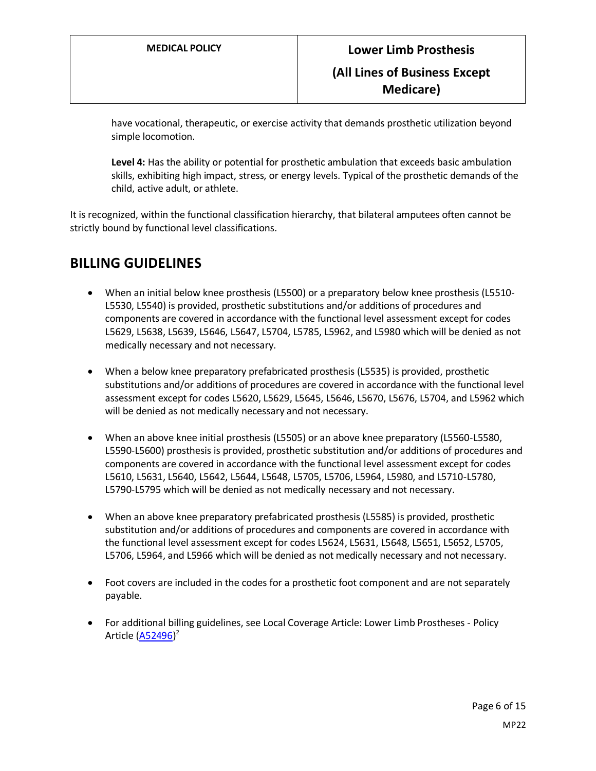have vocational, therapeutic, or exercise activity that demands prosthetic utilization beyond simple locomotion.

**Level 4:** Has the ability or potential for prosthetic ambulation that exceeds basic ambulation skills, exhibiting high impact, stress, or energy levels. Typical of the prosthetic demands of the child, active adult, or athlete.

It is recognized, within the functional classification hierarchy, that bilateral amputees often cannot be strictly bound by functional level classifications.

## BILLING GUIDELINES

- When an initial below knee prosthesis (L5500) or a preparatory below knee prosthesis (L5510-L5530, L5540) is provided, prosthetic substitutions and/or additions of procedures and components are covered in accordance with the functional level assessment except for codes L5629, L5638, L5639, L5646, L5647, L5704, L5785, L5962, and L5980 which will be denied as not medically necessary and not necessary.
- When a below knee preparatory prefabricated prosthesis (L5535) is provided, prosthetic substitutions and/or additions of procedures are covered in accordance with the functional level assessment except for codes L5620, L5629, L5645, L5646, L5670, L5676, L5704, and L5962 which will be denied as not medically necessary and not necessary.
- When an above knee initial prosthesis (L5505) or an above knee preparatory (L5560-L5580, L5590-L5600) prosthesis is provided, prosthetic substitution and/or additions of procedures and components are covered in accordance with the functional level assessment except for codes L5610, L5631, L5640, L5642, L5644, L5648, L5705, L5706, L5964, L5980, and L5710-L5780, L5790-L5795 which will be denied as not medically necessary and not necessary.
- When an above knee preparatory prefabricated prosthesis (L5585) is provided, prosthetic substitution and/or additions of procedures and components are covered in accordance with the functional level assessment except for codes L5624, L5631, L5648, L5651, L5652, L5705, L5706, L5964, and L5966 which will be denied as not medically necessary and not necessary.
- Foot covers are included in the codes for a prosthetic foot component and are not separately payable.
- For additional billing guidelines, see Local Coverage Article: Lower Limb Prostheses - Policy Article (A52496)[2]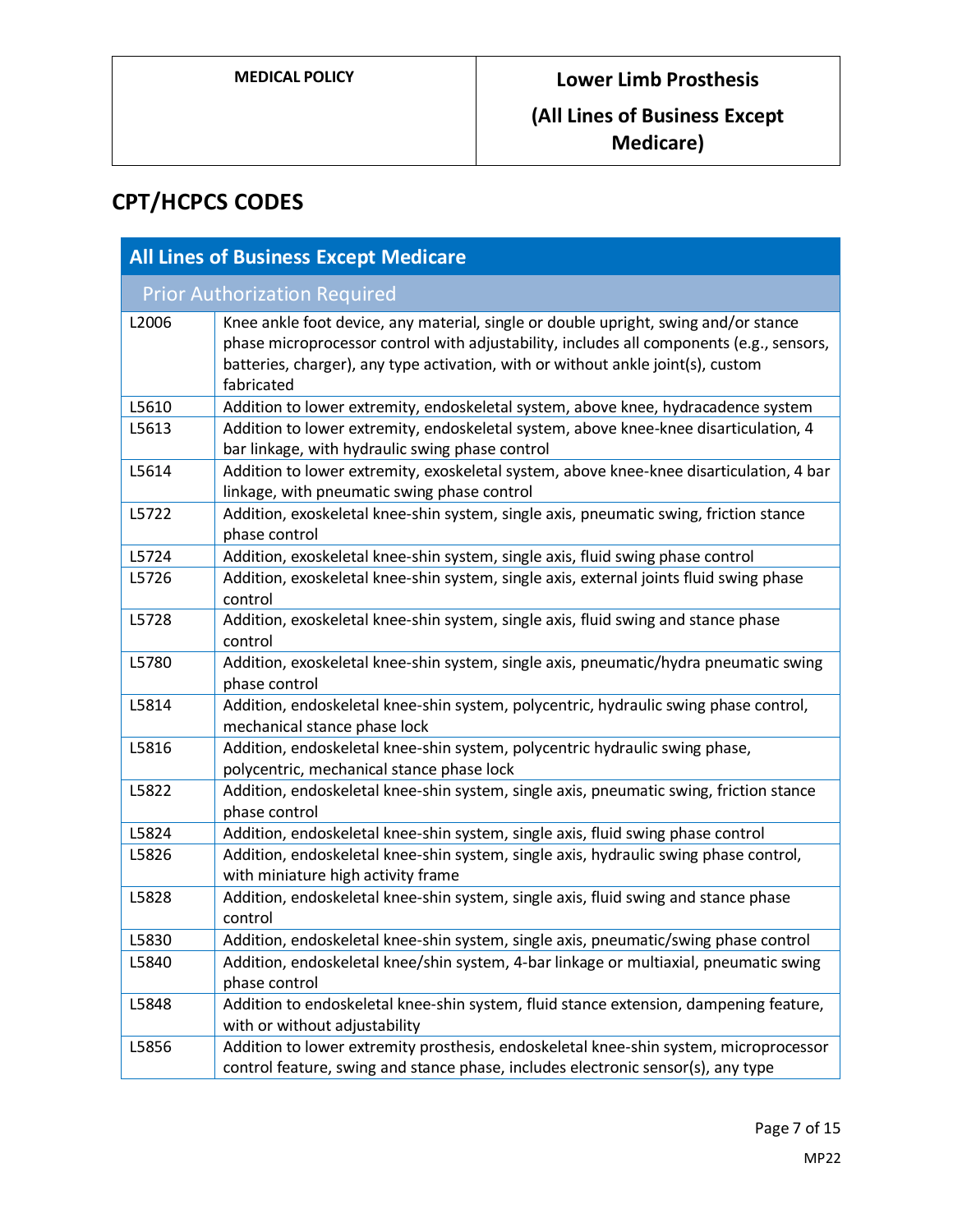## CPT/HCPCS CODES

| All Lines of Business Except Medicare | |
|---|---|
| **Prior Authorization Required** | |
| L2006 | Knee ankle foot device, any material, single or double upright, swing and/or stance phase microprocessor control with adjustability, includes all components (e.g., sensors, batteries, charger), any type activation, with or without ankle joint(s), custom fabricated |
| L5610 | Addition to lower extremity, endoskeletal system, above knee, hydracadence system |
| L5613 | Addition to lower extremity, endoskeletal system, above knee-knee disarticulation, 4 bar linkage, with hydraulic swing phase control |
| L5614 | Addition to lower extremity, exoskeletal system, above knee-knee disarticulation, 4 bar linkage, with pneumatic swing phase control |
| L5722 | Addition, exoskeletal knee-shin system, single axis, pneumatic swing, friction stance phase control |
| L5724 | Addition, exoskeletal knee-shin system, single axis, fluid swing phase control |
| L5726 | Addition, exoskeletal knee-shin system, single axis, external joints fluid swing phase control |
| L5728 | Addition, exoskeletal knee-shin system, single axis, fluid swing and stance phase control |
| L5780 | Addition, exoskeletal knee-shin system, single axis, pneumatic/hydra pneumatic swing phase control |
| L5814 | Addition, endoskeletal knee-shin system, polycentric, hydraulic swing phase control, mechanical stance phase lock |
| L5816 | Addition, endoskeletal knee-shin system, polycentric hydraulic swing phase, polycentric, mechanical stance phase lock |
| L5822 | Addition, endoskeletal knee-shin system, single axis, pneumatic swing, friction stance phase control |
| L5824 | Addition, endoskeletal knee-shin system, single axis, fluid swing phase control |
| L5826 | Addition, endoskeletal knee-shin system, single axis, hydraulic swing phase control, with miniature high activity frame |
| L5828 | Addition, endoskeletal knee-shin system, single axis, fluid swing and stance phase control |
| L5830 | Addition, endoskeletal knee-shin system, single axis, pneumatic/swing phase control |
| L5840 | Addition, endoskeletal knee/shin system, 4-bar linkage or multiaxial, pneumatic swing phase control |
| L5848 | Addition to endoskeletal knee-shin system, fluid stance extension, dampening feature, with or without adjustability |
| L5856 | Addition to lower extremity prosthesis, endoskeletal knee-shin system, microprocessor control feature, swing and stance phase, includes electronic sensor(s), any type |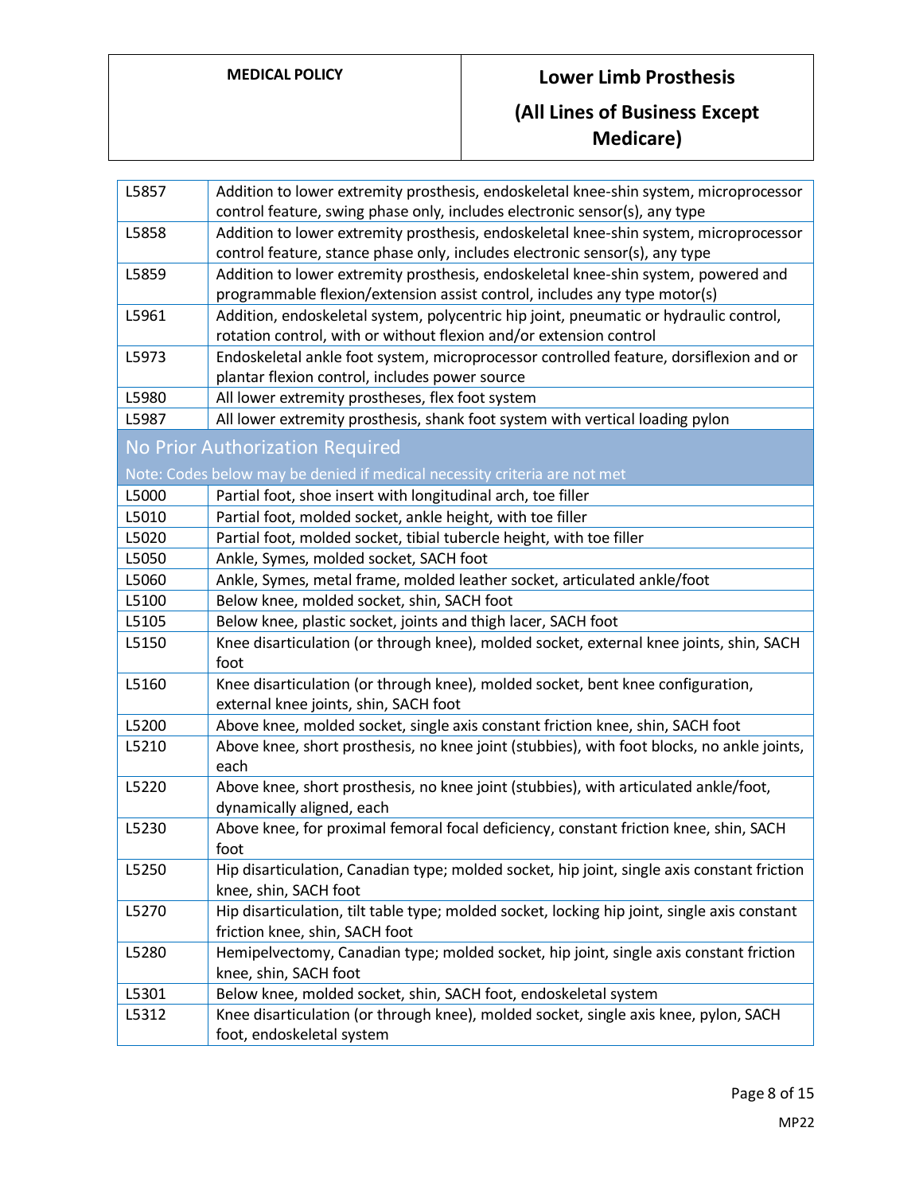| | |
|---|---|
| L5857 | Addition to lower extremity prosthesis, endoskeletal knee-shin system, microprocessor control feature, swing phase only, includes electronic sensor(s), any type |
| L5858 | Addition to lower extremity prosthesis, endoskeletal knee-shin system, microprocessor control feature, stance phase only, includes electronic sensor(s), any type |
| L5859 | Addition to lower extremity prosthesis, endoskeletal knee-shin system, powered and programmable flexion/extension assist control, includes any type motor(s) |
| L5961 | Addition, endoskeletal system, polycentric hip joint, pneumatic or hydraulic control, rotation control, with or without flexion and/or extension control |
| L5973 | Endoskeletal ankle foot system, microprocessor controlled feature, dorsiflexion and or plantar flexion control, includes power source |
| L5980 | All lower extremity prostheses, flex foot system |
| L5987 | All lower extremity prosthesis, shank foot system with vertical loading pylon |

## No Prior Authorization Required

Note: Codes below may be denied if medical necessity criteria are not met

| | |
|---|---|
| L5000 | Partial foot, shoe insert with longitudinal arch, toe filler |
| L5010 | Partial foot, molded socket, ankle height, with toe filler |
| L5020 | Partial foot, molded socket, tibial tubercle height, with toe filler |
| L5050 | Ankle, Symes, molded socket, SACH foot |
| L5060 | Ankle, Symes, metal frame, molded leather socket, articulated ankle/foot |
| L5100 | Below knee, molded socket, shin, SACH foot |
| L5105 | Below knee, plastic socket, joints and thigh lacer, SACH foot |
| L5150 | Knee disarticulation (or through knee), molded socket, external knee joints, shin, SACH foot |
| L5160 | Knee disarticulation (or through knee), molded socket, bent knee configuration, external knee joints, shin, SACH foot |
| L5200 | Above knee, molded socket, single axis constant friction knee, shin, SACH foot |
| L5210 | Above knee, short prosthesis, no knee joint (stubbies), with foot blocks, no ankle joints, each |
| L5220 | Above knee, short prosthesis, no knee joint (stubbies), with articulated ankle/foot, dynamically aligned, each |
| L5230 | Above knee, for proximal femoral focal deficiency, constant friction knee, shin, SACH foot |
| L5250 | Hip disarticulation, Canadian type; molded socket, hip joint, single axis constant friction knee, shin, SACH foot |
| L5270 | Hip disarticulation, tilt table type; molded socket, locking hip joint, single axis constant friction knee, shin, SACH foot |
| L5280 | Hemipelvectomy, Canadian type; molded socket, hip joint, single axis constant friction knee, shin, SACH foot |
| L5301 | Below knee, molded socket, shin, SACH foot, endoskeletal system |
| L5312 | Knee disarticulation (or through knee), molded socket, single axis knee, pylon, SACH foot, endoskeletal system |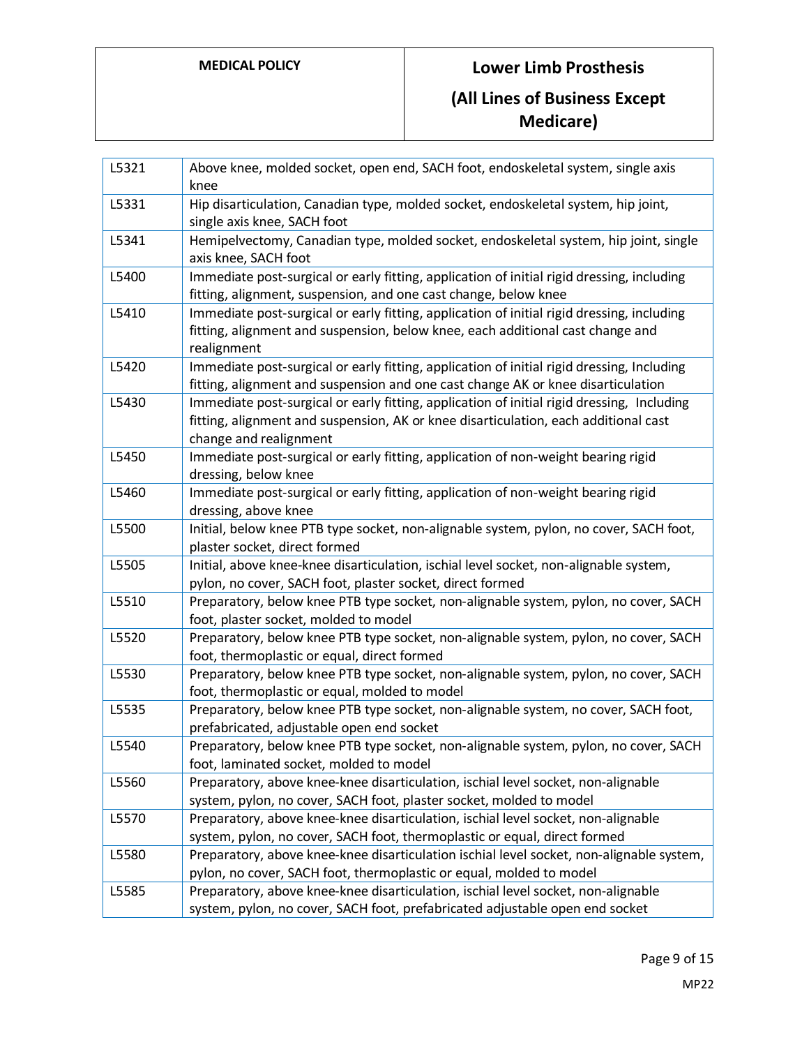| | |
|---|---|
| L5321 | Above knee, molded socket, open end, SACH foot, endoskeletal system, single axis knee |
| L5331 | Hip disarticulation, Canadian type, molded socket, endoskeletal system, hip joint, single axis knee, SACH foot |
| L5341 | Hemipelvectomy, Canadian type, molded socket, endoskeletal system, hip joint, single axis knee, SACH foot |
| L5400 | Immediate post-surgical or early fitting, application of initial rigid dressing, including fitting, alignment, suspension, and one cast change, below knee |
| L5410 | Immediate post-surgical or early fitting, application of initial rigid dressing, including fitting, alignment and suspension, below knee, each additional cast change and realignment |
| L5420 | Immediate post-surgical or early fitting, application of initial rigid dressing, Including fitting, alignment and suspension and one cast change AK or knee disarticulation |
| L5430 | Immediate post-surgical or early fitting, application of initial rigid dressing, Including fitting, alignment and suspension, AK or knee disarticulation, each additional cast change and realignment |
| L5450 | Immediate post-surgical or early fitting, application of non-weight bearing rigid dressing, below knee |
| L5460 | Immediate post-surgical or early fitting, application of non-weight bearing rigid dressing, above knee |
| L5500 | Initial, below knee PTB type socket, non-alignable system, pylon, no cover, SACH foot, plaster socket, direct formed |
| L5505 | Initial, above knee-knee disarticulation, ischial level socket, non-alignable system, pylon, no cover, SACH foot, plaster socket, direct formed |
| L5510 | Preparatory, below knee PTB type socket, non-alignable system, pylon, no cover, SACH foot, plaster socket, molded to model |
| L5520 | Preparatory, below knee PTB type socket, non-alignable system, pylon, no cover, SACH foot, thermoplastic or equal, direct formed |
| L5530 | Preparatory, below knee PTB type socket, non-alignable system, pylon, no cover, SACH foot, thermoplastic or equal, molded to model |
| L5535 | Preparatory, below knee PTB type socket, non-alignable system, no cover, SACH foot, prefabricated, adjustable open end socket |
| L5540 | Preparatory, below knee PTB type socket, non-alignable system, pylon, no cover, SACH foot, laminated socket, molded to model |
| L5560 | Preparatory, above knee-knee disarticulation, ischial level socket, non-alignable system, pylon, no cover, SACH foot, plaster socket, molded to model |
| L5570 | Preparatory, above knee-knee disarticulation, ischial level socket, non-alignable system, pylon, no cover, SACH foot, thermoplastic or equal, direct formed |
| L5580 | Preparatory, above knee-knee disarticulation ischial level socket, non-alignable system, pylon, no cover, SACH foot, thermoplastic or equal, molded to model |
| L5585 | Preparatory, above knee-knee disarticulation, ischial level socket, non-alignable system, pylon, no cover, SACH foot, prefabricated adjustable open end socket |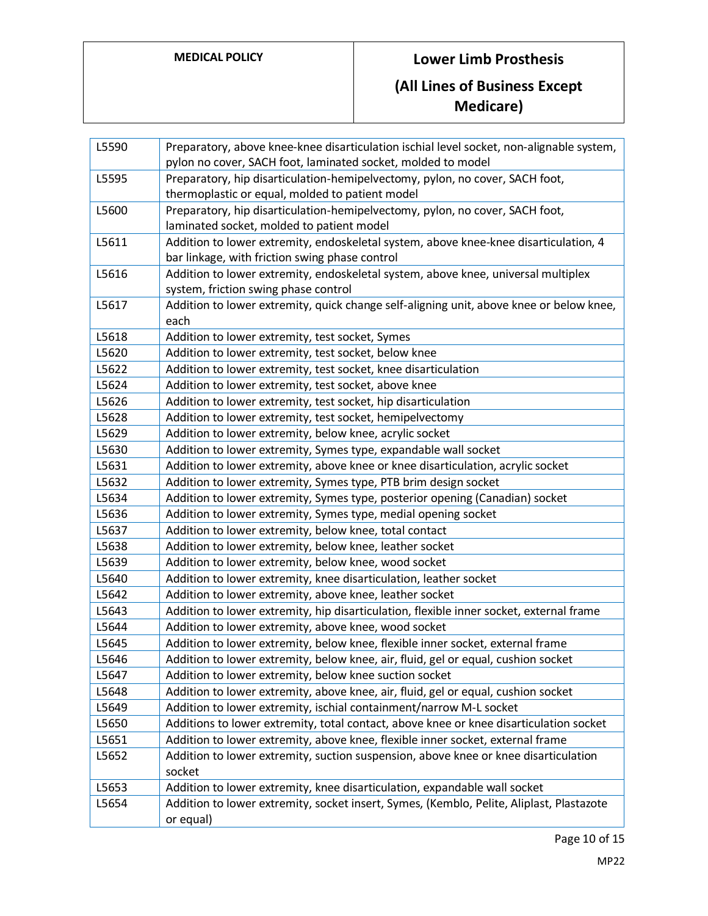| | |
|---|---|
| L5590 | Preparatory, above knee-knee disarticulation ischial level socket, non-alignable system, pylon no cover, SACH foot, laminated socket, molded to model |
| L5595 | Preparatory, hip disarticulation-hemipelvectomy, pylon, no cover, SACH foot, thermoplastic or equal, molded to patient model |
| L5600 | Preparatory, hip disarticulation-hemipelvectomy, pylon, no cover, SACH foot, laminated socket, molded to patient model |
| L5611 | Addition to lower extremity, endoskeletal system, above knee-knee disarticulation, 4 bar linkage, with friction swing phase control |
| L5616 | Addition to lower extremity, endoskeletal system, above knee, universal multiplex system, friction swing phase control |
| L5617 | Addition to lower extremity, quick change self-aligning unit, above knee or below knee, each |
| L5618 | Addition to lower extremity, test socket, Symes |
| L5620 | Addition to lower extremity, test socket, below knee |
| L5622 | Addition to lower extremity, test socket, knee disarticulation |
| L5624 | Addition to lower extremity, test socket, above knee |
| L5626 | Addition to lower extremity, test socket, hip disarticulation |
| L5628 | Addition to lower extremity, test socket, hemipelvectomy |
| L5629 | Addition to lower extremity, below knee, acrylic socket |
| L5630 | Addition to lower extremity, Symes type, expandable wall socket |
| L5631 | Addition to lower extremity, above knee or knee disarticulation, acrylic socket |
| L5632 | Addition to lower extremity, Symes type, PTB brim design socket |
| L5634 | Addition to lower extremity, Symes type, posterior opening (Canadian) socket |
| L5636 | Addition to lower extremity, Symes type, medial opening socket |
| L5637 | Addition to lower extremity, below knee, total contact |
| L5638 | Addition to lower extremity, below knee, leather socket |
| L5639 | Addition to lower extremity, below knee, wood socket |
| L5640 | Addition to lower extremity, knee disarticulation, leather socket |
| L5642 | Addition to lower extremity, above knee, leather socket |
| L5643 | Addition to lower extremity, hip disarticulation, flexible inner socket, external frame |
| L5644 | Addition to lower extremity, above knee, wood socket |
| L5645 | Addition to lower extremity, below knee, flexible inner socket, external frame |
| L5646 | Addition to lower extremity, below knee, air, fluid, gel or equal, cushion socket |
| L5647 | Addition to lower extremity, below knee suction socket |
| L5648 | Addition to lower extremity, above knee, air, fluid, gel or equal, cushion socket |
| L5649 | Addition to lower extremity, ischial containment/narrow M-L socket |
| L5650 | Additions to lower extremity, total contact, above knee or knee disarticulation socket |
| L5651 | Addition to lower extremity, above knee, flexible inner socket, external frame |
| L5652 | Addition to lower extremity, suction suspension, above knee or knee disarticulation socket |
| L5653 | Addition to lower extremity, knee disarticulation, expandable wall socket |
| L5654 | Addition to lower extremity, socket insert, Symes, (Kemblo, Pelite, Aliplast, Plastazote or equal) |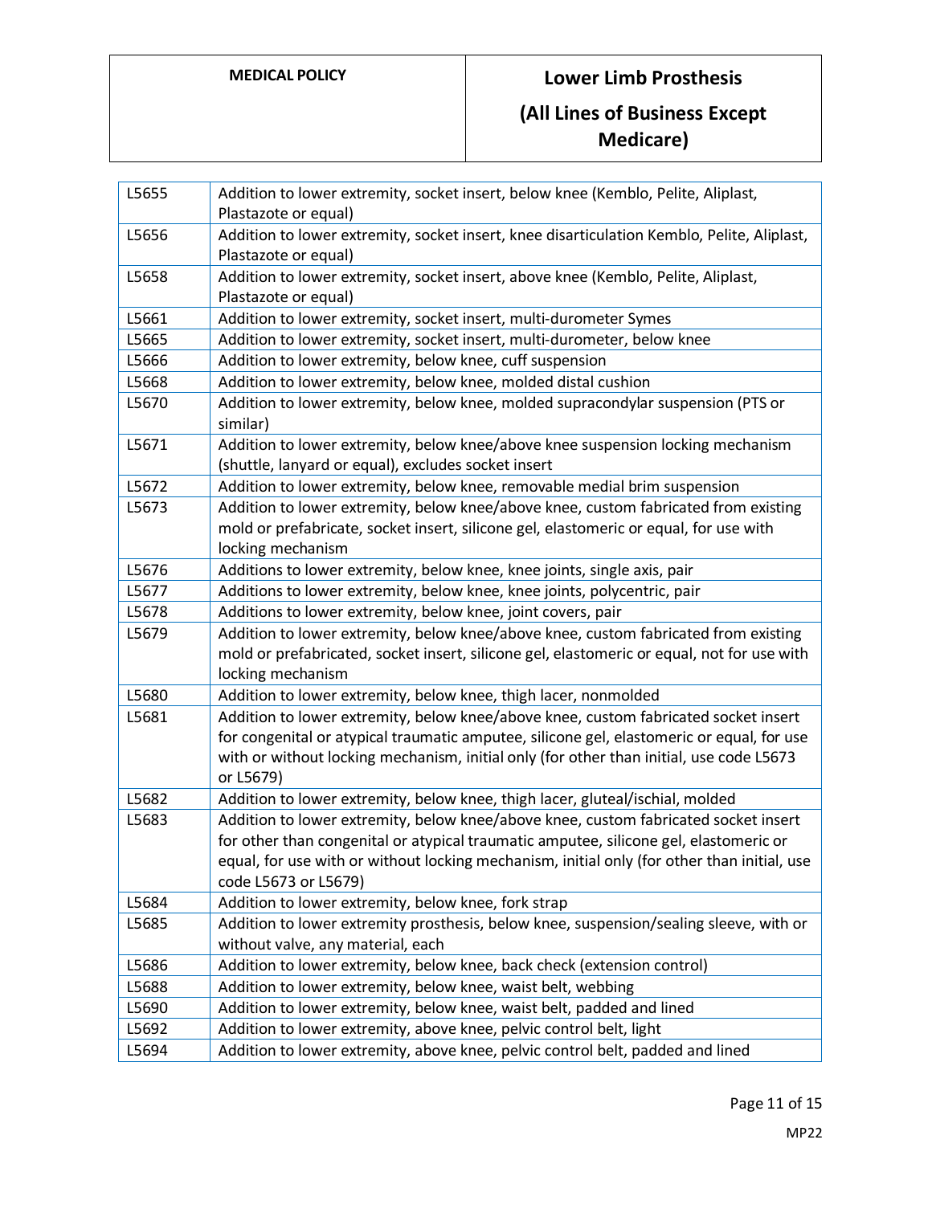| | |
|---|---|
| L5655 | Addition to lower extremity, socket insert, below knee (Kemblo, Pelite, Aliplast, Plastazote or equal) |
| L5656 | Addition to lower extremity, socket insert, knee disarticulation Kemblo, Pelite, Aliplast, Plastazote or equal) |
| L5658 | Addition to lower extremity, socket insert, above knee (Kemblo, Pelite, Aliplast, Plastazote or equal) |
| L5661 | Addition to lower extremity, socket insert, multi-durometer Symes |
| L5665 | Addition to lower extremity, socket insert, multi-durometer, below knee |
| L5666 | Addition to lower extremity, below knee, cuff suspension |
| L5668 | Addition to lower extremity, below knee, molded distal cushion |
| L5670 | Addition to lower extremity, below knee, molded supracondylar suspension (PTS or similar) |
| L5671 | Addition to lower extremity, below knee/above knee suspension locking mechanism (shuttle, lanyard or equal), excludes socket insert |
| L5672 | Addition to lower extremity, below knee, removable medial brim suspension |
| L5673 | Addition to lower extremity, below knee/above knee, custom fabricated from existing mold or prefabricate, socket insert, silicone gel, elastomeric or equal, for use with locking mechanism |
| L5676 | Additions to lower extremity, below knee, knee joints, single axis, pair |
| L5677 | Additions to lower extremity, below knee, knee joints, polycentric, pair |
| L5678 | Additions to lower extremity, below knee, joint covers, pair |
| L5679 | Addition to lower extremity, below knee/above knee, custom fabricated from existing mold or prefabricated, socket insert, silicone gel, elastomeric or equal, not for use with locking mechanism |
| L5680 | Addition to lower extremity, below knee, thigh lacer, nonmolded |
| L5681 | Addition to lower extremity, below knee/above knee, custom fabricated socket insert for congenital or atypical traumatic amputee, silicone gel, elastomeric or equal, for use with or without locking mechanism, initial only (for other than initial, use code L5673 or L5679) |
| L5682 | Addition to lower extremity, below knee, thigh lacer, gluteal/ischial, molded |
| L5683 | Addition to lower extremity, below knee/above knee, custom fabricated socket insert for other than congenital or atypical traumatic amputee, silicone gel, elastomeric or equal, for use with or without locking mechanism, initial only (for other than initial, use code L5673 or L5679) |
| L5684 | Addition to lower extremity, below knee, fork strap |
| L5685 | Addition to lower extremity prosthesis, below knee, suspension/sealing sleeve, with or without valve, any material, each |
| L5686 | Addition to lower extremity, below knee, back check (extension control) |
| L5688 | Addition to lower extremity, below knee, waist belt, webbing |
| L5690 | Addition to lower extremity, below knee, waist belt, padded and lined |
| L5692 | Addition to lower extremity, above knee, pelvic control belt, light |
| L5694 | Addition to lower extremity, above knee, pelvic control belt, padded and lined |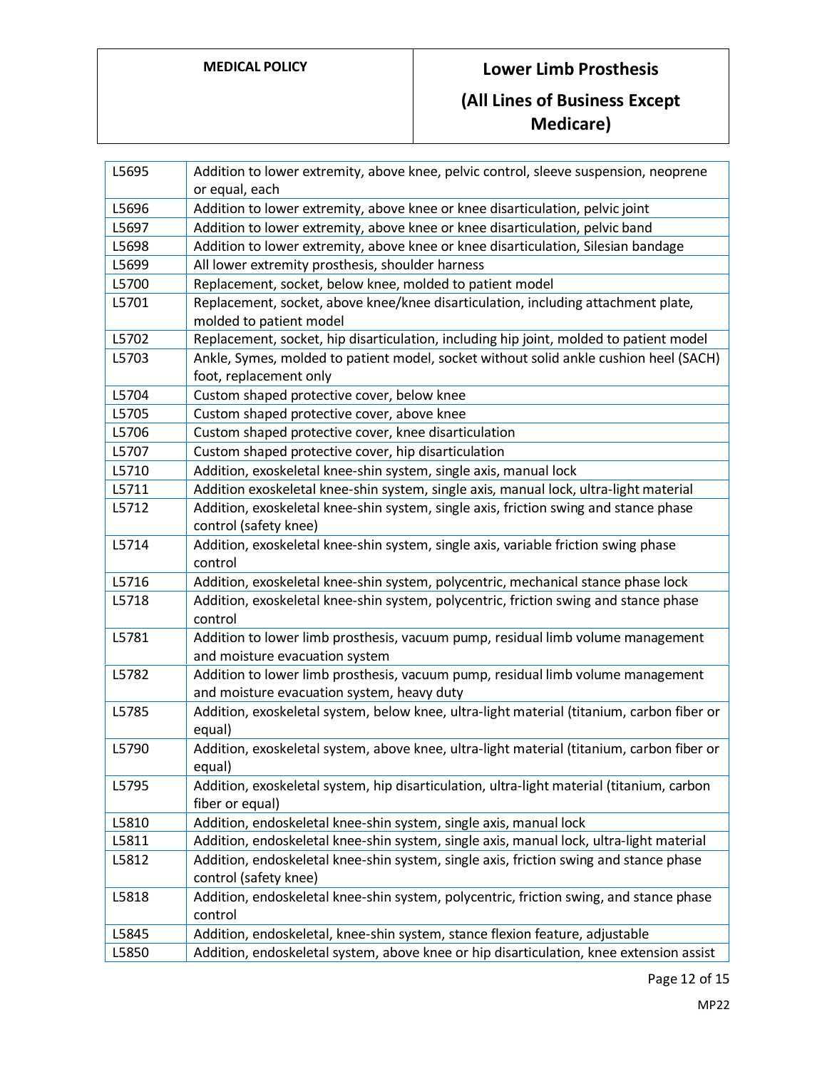| | |
|---|---|
| L5695 | Addition to lower extremity, above knee, pelvic control, sleeve suspension, neoprene or equal, each |
| L5696 | Addition to lower extremity, above knee or knee disarticulation, pelvic joint |
| L5697 | Addition to lower extremity, above knee or knee disarticulation, pelvic band |
| L5698 | Addition to lower extremity, above knee or knee disarticulation, Silesian bandage |
| L5699 | All lower extremity prosthesis, shoulder harness |
| L5700 | Replacement, socket, below knee, molded to patient model |
| L5701 | Replacement, socket, above knee/knee disarticulation, including attachment plate, molded to patient model |
| L5702 | Replacement, socket, hip disarticulation, including hip joint, molded to patient model |
| L5703 | Ankle, Symes, molded to patient model, socket without solid ankle cushion heel (SACH) foot, replacement only |
| L5704 | Custom shaped protective cover, below knee |
| L5705 | Custom shaped protective cover, above knee |
| L5706 | Custom shaped protective cover, knee disarticulation |
| L5707 | Custom shaped protective cover, hip disarticulation |
| L5710 | Addition, exoskeletal knee-shin system, single axis, manual lock |
| L5711 | Addition exoskeletal knee-shin system, single axis, manual lock, ultra-light material |
| L5712 | Addition, exoskeletal knee-shin system, single axis, friction swing and stance phase control (safety knee) |
| L5714 | Addition, exoskeletal knee-shin system, single axis, variable friction swing phase control |
| L5716 | Addition, exoskeletal knee-shin system, polycentric, mechanical stance phase lock |
| L5718 | Addition, exoskeletal knee-shin system, polycentric, friction swing and stance phase control |
| L5781 | Addition to lower limb prosthesis, vacuum pump, residual limb volume management and moisture evacuation system |
| L5782 | Addition to lower limb prosthesis, vacuum pump, residual limb volume management and moisture evacuation system, heavy duty |
| L5785 | Addition, exoskeletal system, below knee, ultra-light material (titanium, carbon fiber or equal) |
| L5790 | Addition, exoskeletal system, above knee, ultra-light material (titanium, carbon fiber or equal) |
| L5795 | Addition, exoskeletal system, hip disarticulation, ultra-light material (titanium, carbon fiber or equal) |
| L5810 | Addition, endoskeletal knee-shin system, single axis, manual lock |
| L5811 | Addition, endoskeletal knee-shin system, single axis, manual lock, ultra-light material |
| L5812 | Addition, endoskeletal knee-shin system, single axis, friction swing and stance phase control (safety knee) |
| L5818 | Addition, endoskeletal knee-shin system, polycentric, friction swing, and stance phase control |
| L5845 | Addition, endoskeletal, knee-shin system, stance flexion feature, adjustable |
| L5850 | Addition, endoskeletal system, above knee or hip disarticulation, knee extension assist |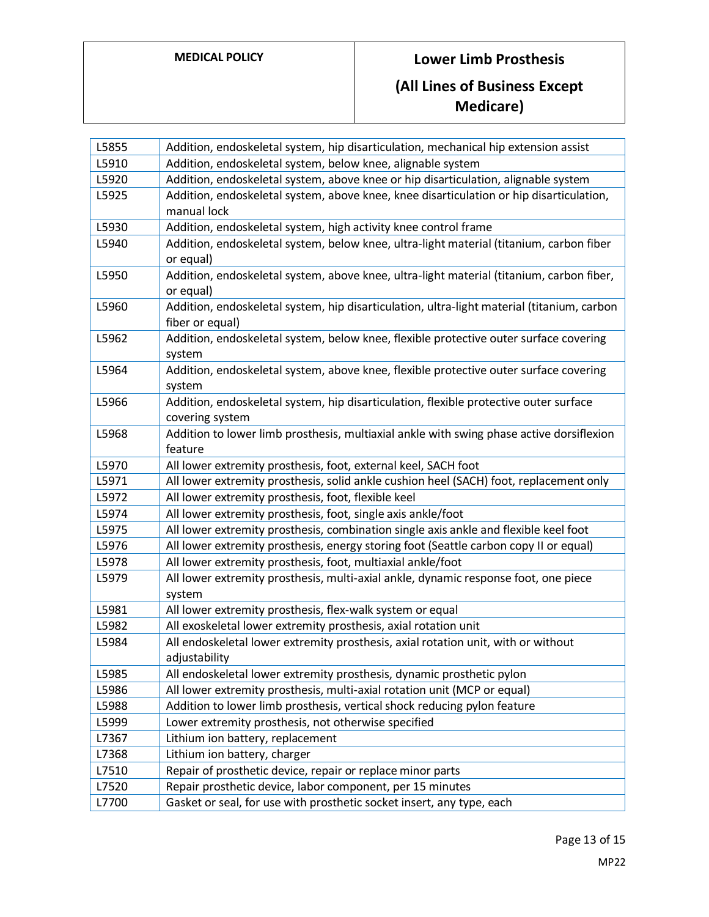| | |
|---|---|
| L5855 | Addition, endoskeletal system, hip disarticulation, mechanical hip extension assist |
| L5910 | Addition, endoskeletal system, below knee, alignable system |
| L5920 | Addition, endoskeletal system, above knee or hip disarticulation, alignable system |
| L5925 | Addition, endoskeletal system, above knee, knee disarticulation or hip disarticulation, manual lock |
| L5930 | Addition, endoskeletal system, high activity knee control frame |
| L5940 | Addition, endoskeletal system, below knee, ultra-light material (titanium, carbon fiber or equal) |
| L5950 | Addition, endoskeletal system, above knee, ultra-light material (titanium, carbon fiber, or equal) |
| L5960 | Addition, endoskeletal system, hip disarticulation, ultra-light material (titanium, carbon fiber or equal) |
| L5962 | Addition, endoskeletal system, below knee, flexible protective outer surface covering system |
| L5964 | Addition, endoskeletal system, above knee, flexible protective outer surface covering system |
| L5966 | Addition, endoskeletal system, hip disarticulation, flexible protective outer surface covering system |
| L5968 | Addition to lower limb prosthesis, multiaxial ankle with swing phase active dorsiflexion feature |
| L5970 | All lower extremity prosthesis, foot, external keel, SACH foot |
| L5971 | All lower extremity prosthesis, solid ankle cushion heel (SACH) foot, replacement only |
| L5972 | All lower extremity prosthesis, foot, flexible keel |
| L5974 | All lower extremity prosthesis, foot, single axis ankle/foot |
| L5975 | All lower extremity prosthesis, combination single axis ankle and flexible keel foot |
| L5976 | All lower extremity prosthesis, energy storing foot (Seattle carbon copy II or equal) |
| L5978 | All lower extremity prosthesis, foot, multiaxial ankle/foot |
| L5979 | All lower extremity prosthesis, multi-axial ankle, dynamic response foot, one piece system |
| L5981 | All lower extremity prosthesis, flex-walk system or equal |
| L5982 | All exoskeletal lower extremity prosthesis, axial rotation unit |
| L5984 | All endoskeletal lower extremity prosthesis, axial rotation unit, with or without adjustability |
| L5985 | All endoskeletal lower extremity prosthesis, dynamic prosthetic pylon |
| L5986 | All lower extremity prosthesis, multi-axial rotation unit (MCP or equal) |
| L5988 | Addition to lower limb prosthesis, vertical shock reducing pylon feature |
| L5999 | Lower extremity prosthesis, not otherwise specified |
| L7367 | Lithium ion battery, replacement |
| L7368 | Lithium ion battery, charger |
| L7510 | Repair of prosthetic device, repair or replace minor parts |
| L7520 | Repair prosthetic device, labor component, per 15 minutes |
| L7700 | Gasket or seal, for use with prosthetic socket insert, any type, each |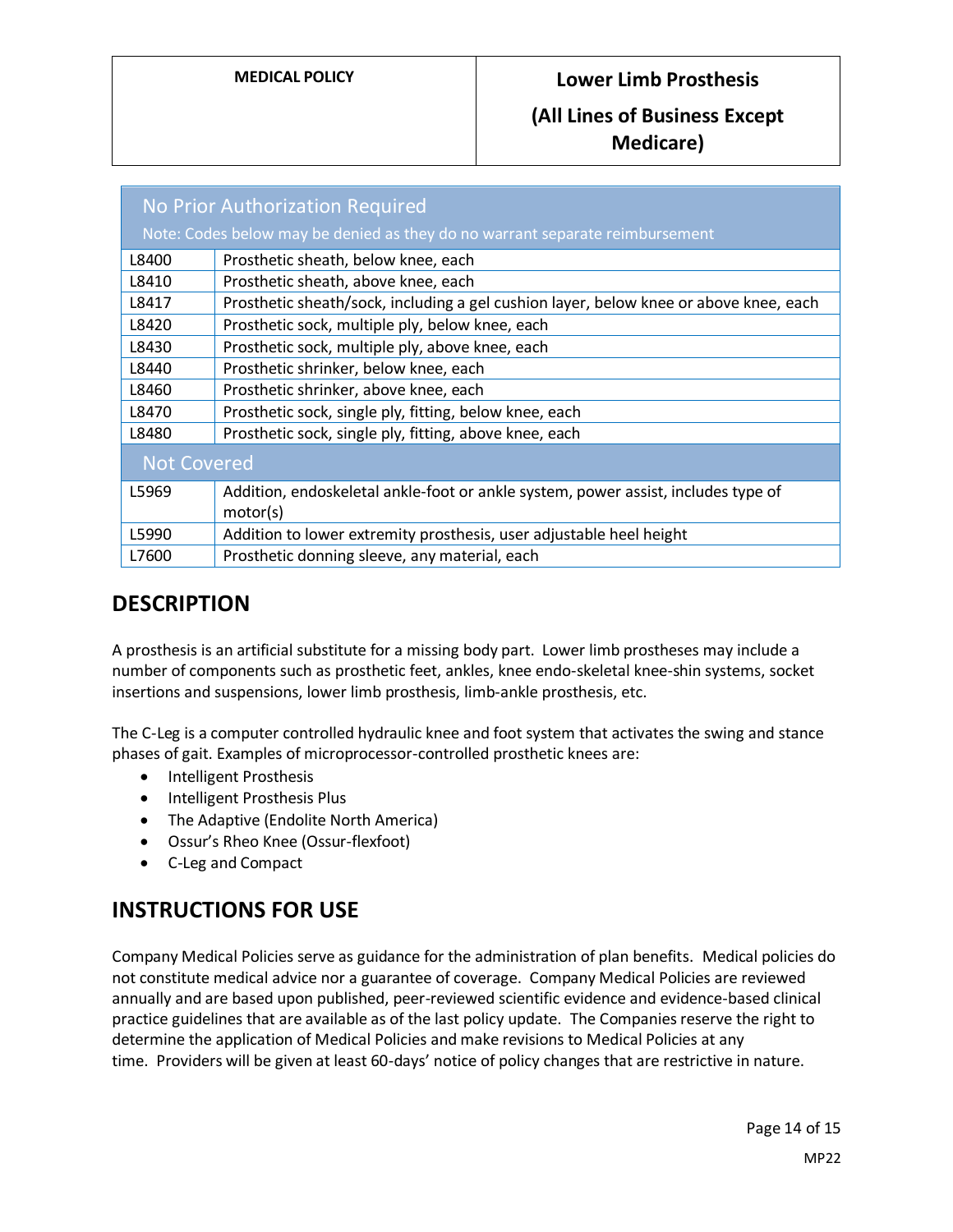| No Prior Authorization Required<br>Note: Codes below may be denied as they do no warrant separate reimbursement | |
|---|---|
| L8400 | Prosthetic sheath, below knee, each |
| L8410 | Prosthetic sheath, above knee, each |
| L8417 | Prosthetic sheath/sock, including a gel cushion layer, below knee or above knee, each |
| L8420 | Prosthetic sock, multiple ply, below knee, each |
| L8430 | Prosthetic sock, multiple ply, above knee, each |
| L8440 | Prosthetic shrinker, below knee, each |
| L8460 | Prosthetic shrinker, above knee, each |
| L8470 | Prosthetic sock, single ply, fitting, below knee, each |
| L8480 | Prosthetic sock, single ply, fitting, above knee, each |
| **Not Covered** | |
| L5969 | Addition, endoskeletal ankle-foot or ankle system, power assist, includes type of motor(s) |
| L5990 | Addition to lower extremity prosthesis, user adjustable heel height |
| L7600 | Prosthetic donning sleeve, any material, each |

## DESCRIPTION

A prosthesis is an artificial substitute for a missing body part. Lower limb prostheses may include a number of components such as prosthetic feet, ankles, knee endo-skeletal knee-shin systems, socket insertions and suspensions, lower limb prosthesis, limb-ankle prosthesis, etc.

The C-Leg is a computer controlled hydraulic knee and foot system that activates the swing and stance phases of gait. Examples of microprocessor-controlled prosthetic knees are:

- Intelligent Prosthesis
- Intelligent Prosthesis Plus
- The Adaptive (Endolite North America)
- Ossur's Rheo Knee (Ossur-flexfoot)
- C-Leg and Compact

## INSTRUCTIONS FOR USE

Company Medical Policies serve as guidance for the administration of plan benefits. Medical policies do not constitute medical advice nor a guarantee of coverage. Company Medical Policies are reviewed annually and are based upon published, peer-reviewed scientific evidence and evidence-based clinical practice guidelines that are available as of the last policy update. The Companies reserve the right to determine the application of Medical Policies and make revisions to Medical Policies at any time. Providers will be given at least 60-days' notice of policy changes that are restrictive in nature.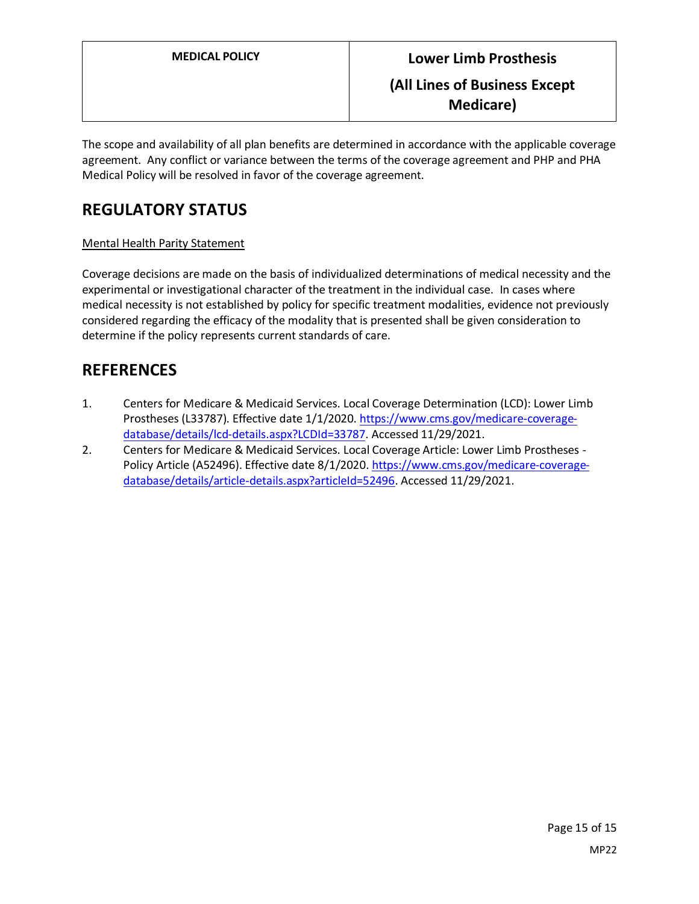The scope and availability of all plan benefits are determined in accordance with the applicable coverage agreement. Any conflict or variance between the terms of the coverage agreement and PHP and PHA Medical Policy will be resolved in favor of the coverage agreement.

## REGULATORY STATUS

Mental Health Parity Statement

Coverage decisions are made on the basis of individualized determinations of medical necessity and the experimental or investigational character of the treatment in the individual case. In cases where medical necessity is not established by policy for specific treatment modalities, evidence not previously considered regarding the efficacy of the modality that is presented shall be given consideration to determine if the policy represents current standards of care.

## REFERENCES

1. Centers for Medicare & Medicaid Services. Local Coverage Determination (LCD): Lower Limb Prostheses (L33787). Effective date 1/1/2020. https://www.cms.gov/medicare-coverage-database/details/lcd-details.aspx?LCDId=33787. Accessed 11/29/2021.
2. Centers for Medicare & Medicaid Services. Local Coverage Article: Lower Limb Prostheses - Policy Article (A52496). Effective date 8/1/2020. https://www.cms.gov/medicare-coverage-database/details/article-details.aspx?articleId=52496. Accessed 11/29/2021.